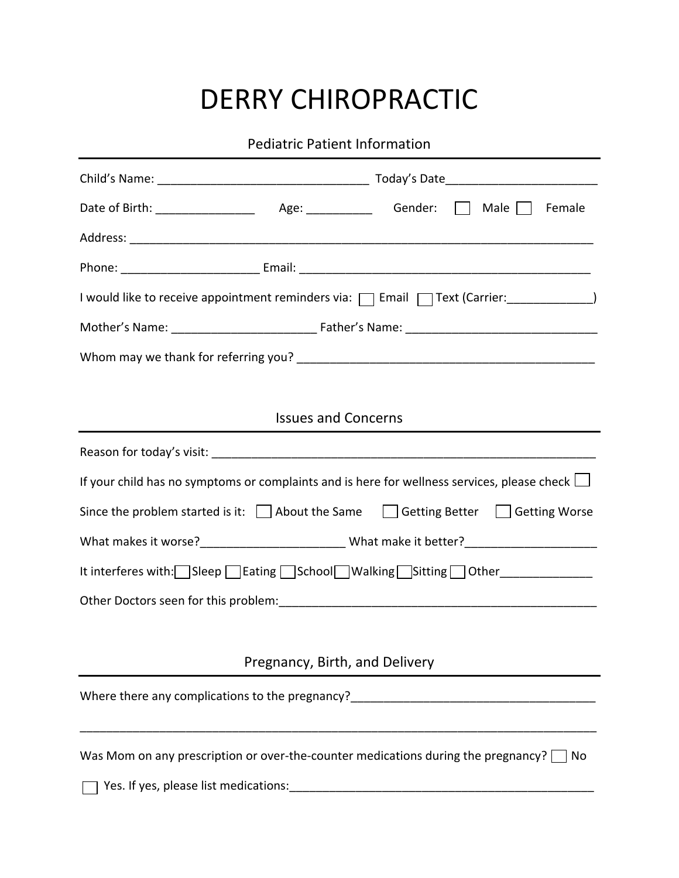# DERRY CHIROPRACTIC

## Pediatric Patient Information

Child's Name: ________________________________ Today's Date______________________

Date of Birth: _______________ Age: __________ Gender: ☐ Male ☐ Female

Address: _______________________________________________________________________

Phone: _____________________ Email: _____________________________________________

I would like to receive appointment reminders via: ☐ Email ☐ Text (Carrier:_____________)

Mother's Name: ______________________ Father's Name: _____________________________

Whom may we thank for referring you? _____________________________________________

## Issues and Concerns

Reason for today's visit: ________________________________________________________

If your child has no symptoms or complaints and is here for wellness services, please check ☐

Since the problem started is it: ☐ About the Same ☐ Getting Better ☐ Getting Worse

What makes it worse?______________________ What make it better?___________________

It interferes with: ☐ Sleep ☐ Eating ☐ School ☐ Walking ☐ Sitting ☐ Other_____________

Other Doctors seen for this problem:_______________________________________________

## Pregnancy, Birth, and Delivery

Where there any complications to the pregnancy?_____________________________________

_______________________________________________________________________________

Was Mom on any prescription or over-the-counter medications during the pregnancy? ☐ No

☐ Yes. If yes, please list medications:_______________________________________________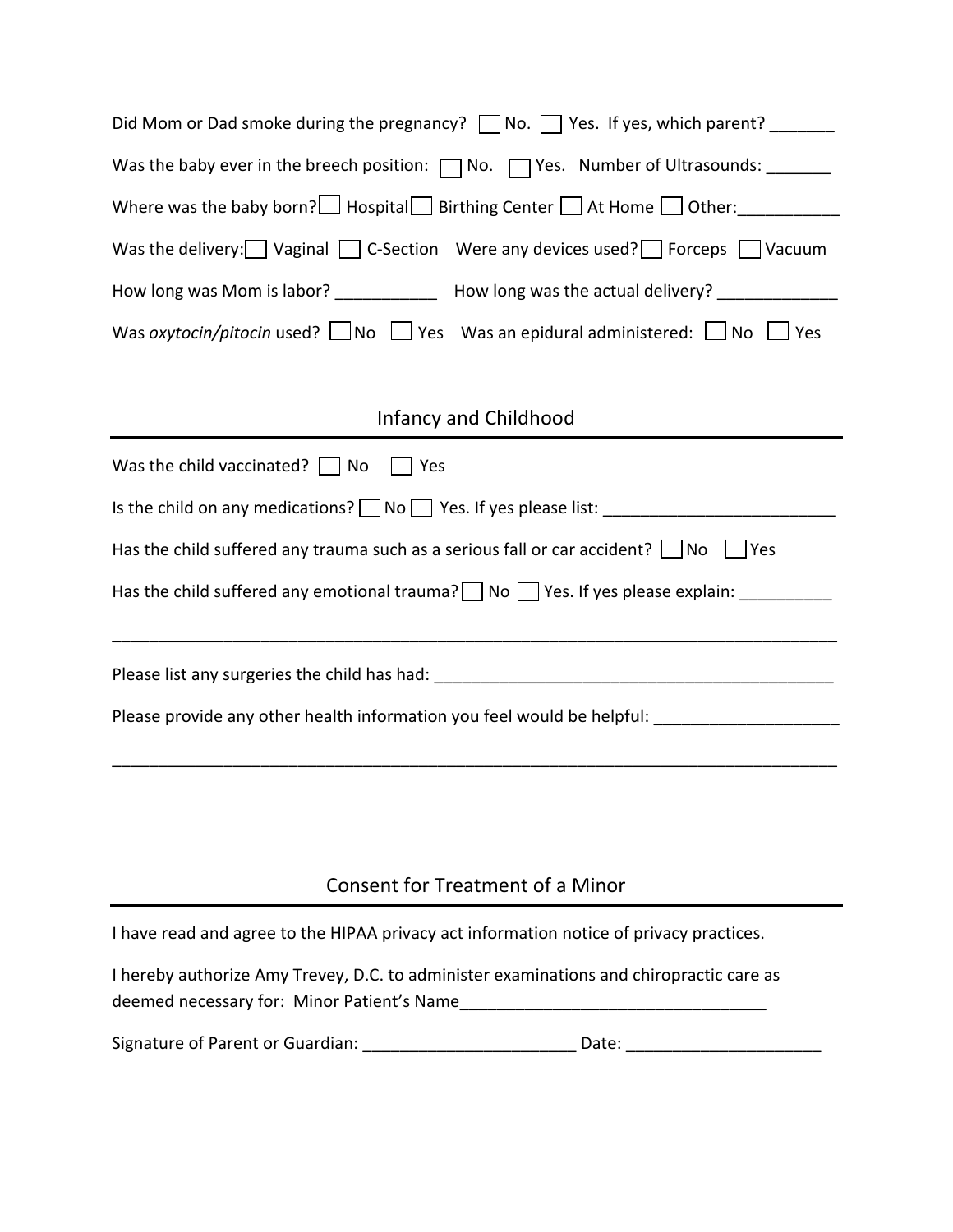Did Mom or Dad smoke during the pregnancy? ☐ No. ☐ Yes. If yes, which parent? _______

Was the baby ever in the breech position: ☐ No. ☐ Yes. Number of Ultrasounds: _______

Where was the baby born? ☐ Hospital ☐ Birthing Center ☐ At Home ☐ Other:___________

Was the delivery: ☐ Vaginal ☐ C-Section Were any devices used? ☐ Forceps ☐ Vacuum

How long was Mom is labor? ___________ How long was the actual delivery? _____________

Was *oxytocin/pitocin* used? ☐ No ☐ Yes Was an epidural administered: ☐ No ☐ Yes

## Infancy and Childhood

Was the child vaccinated? ☐ No ☐ Yes

Is the child on any medications? ☐ No ☐ Yes. If yes please list: _________________________

Has the child suffered any trauma such as a serious fall or car accident? ☐ No ☐ Yes

Has the child suffered any emotional trauma? ☐ No ☐ Yes. If yes please explain: __________

_______________________________________________________________________________

Please list any surgeries the child has had: _____________________________________________

Please provide any other health information you feel would be helpful: ____________________

_______________________________________________________________________________

## Consent for Treatment of a Minor

I have read and agree to the HIPAA privacy act information notice of privacy practices.

I hereby authorize Amy Trevey, D.C. to administer examinations and chiropractic care as deemed necessary for: Minor Patient's Name_________________________________

Signature of Parent or Guardian: _______________________ Date: _____________________